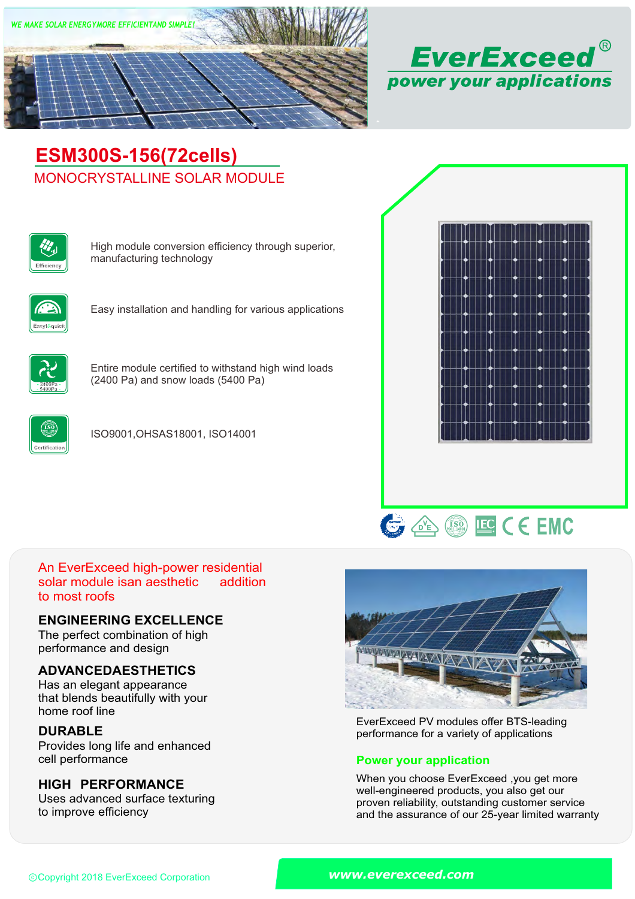WE MAKE SOLAR ENERGYMORE EFFICIENTAND SIMPLE!

# EverExceed®

**power your applications**

## ESM300S-156(72cells)

MONOCRYSTALLINE SOLAR MODULE

- High module conversion efficiency through superior, manufacturing technology
- Easy installation and handling for various applications
- Entire module certified to withstand high wind loads (2400 Pa) and snow loads (5400 Pa)
- ISO9001,OHSAS18001, ISO14001

An EverExceed high-power residential solar module isan aesthetic addition to most roofs

### ENGINEERING EXCELLENCE

The perfect combination of high performance and design

### ADVANCEDAESTHETICS

Has an elegant appearance that blends beautifully with your home roof line

### DURABLE

Provides long life and enhanced cell performance

### HIGH PERFORMANCE

Uses advanced surface texturing to improve efficiency

EverExceed PV modules offer BTS-leading performance for a variety of applications

### Power your application

When you choose EverExceed ,you get more well-engineered products, you also get our proven reliability, outstanding customer service and the assurance of our 25-year limited warranty

©Copyright 2018 EverExceed Corporation

www.everexceed.com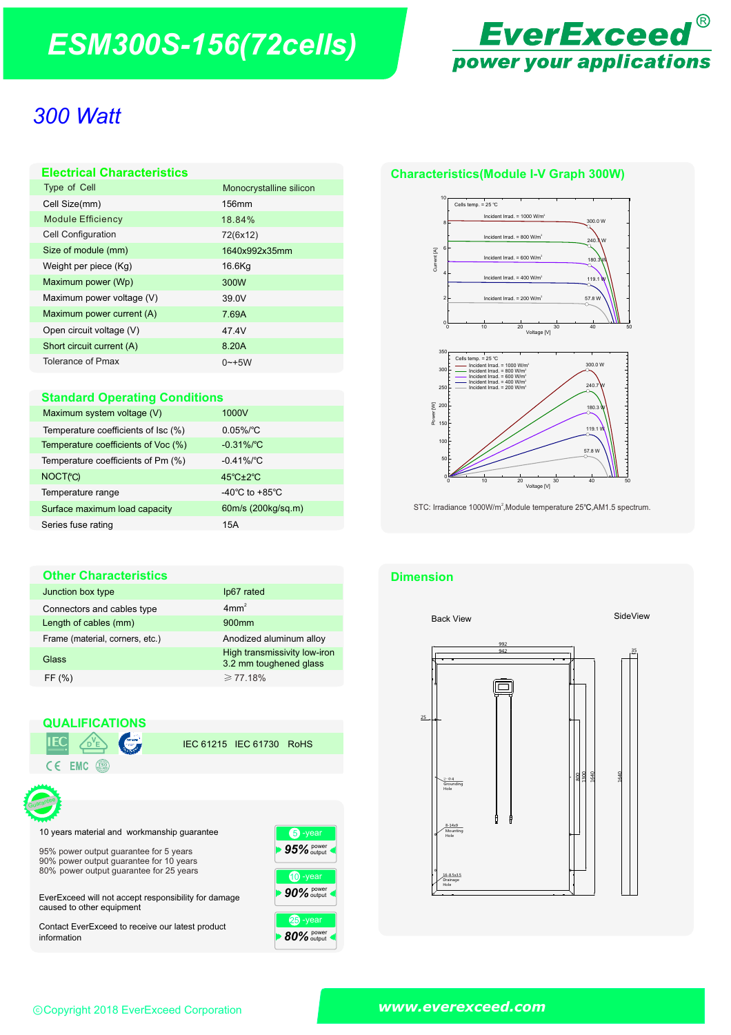# ESM300S-156(72cells)

**EverExceed®**
**power your applications**

## 300 Watt

## Electrical Characteristics

| | |
|---|---|
| Type of Cell | Monocrystalline silicon |
| Cell Size(mm) | 156mm |
| Module Efficiency | 18.84% |
| Cell Configuration | 72(6x12) |
| Size of module (mm) | 1640x992x35mm |
| Weight per piece (Kg) | 16.6Kg |
| Maximum power (Wp) | 300W |
| Maximum power voltage (V) | 39.0V |
| Maximum power current (A) | 7.69A |
| Open circuit voltage (V) | 47.4V |
| Short circuit current (A) | 8.20A |
| Tolerance of Pmax | 0~+5W |

## Standard Operating Conditions

| | |
|---|---|
| Maximum system voltage (V) | 1000V |
| Temperature coefficients of Isc (%) | 0.05%/℃ |
| Temperature coefficients of Voc (%) | -0.31%/℃ |
| Temperature coefficients of Pm (%) | -0.41%/℃ |
| NOCT(℃) | 45℃±2℃ |
| Temperature range | -40℃ to +85℃ |
| Surface maximum load capacity | 60m/s (200kg/sq.m) |
| Series fuse rating | 15A |

## Characteristics(Module I-V Graph 300W)

Cells temp. = 25 ℃
Incident Irrad. = 1000 W/m² 300.0 W
Incident Irrad. = 800 W/m² 240.7 W
Incident Irrad. = 600 W/m² 180.3 W
Incident Irrad. = 400 W/m² 119.1 W
Incident Irrad. = 200 W/m² 57.8 W
Current [A]
Voltage [V]

Cells temp. = 25 ℃
Incident Irrad. = 1000 W/m²
Incident Irrad. = 800 W/m²
Incident Irrad. = 600 W/m²
Incident Irrad. = 400 W/m²
Incident Irrad. = 200 W/m²
300.0 W
240.7 W
180.3 W
119.1 W
57.8 W
Power [W]
Voltage [V]

STC: Irradiance 1000W/m²,Module temperature 25℃,AM1.5 spectrum.

## Other Characteristics

| | |
|---|---|
| Junction box type | Ip67 rated |
| Connectors and cables type | 4mm² |
| Length of cables (mm) | 900mm |
| Frame (material, corners, etc.) | Anodized aluminum alloy |
| Glass | High transmissivity low-iron 3.2 mm toughened glass |
| FF (%) | ≥77.18% |

## QUALIFICATIONS

IEC 61215 IEC 61730 RoHS

## Dimension

Back View

SideView

992
942
35
25
800
1300
1640
1640
2-Φ4 Grounding Hole
8-14x9 Mounting Hole
16-8.5x3.5 Drainage Hole

Guarantee

10 years material and workmanship guarantee

95% power output guarantee for 5 years
90% power output guarantee for 10 years
80% power output guarantee for 25 years

EverExceed will not accept responsibility for damage caused to other equipment

Contact EverExceed to receive our latest product information

5-year 95% power output
10-year 90% power output
25-year 80% power output

©Copyright 2018 EverExceed Corporation

www.everexceed.com